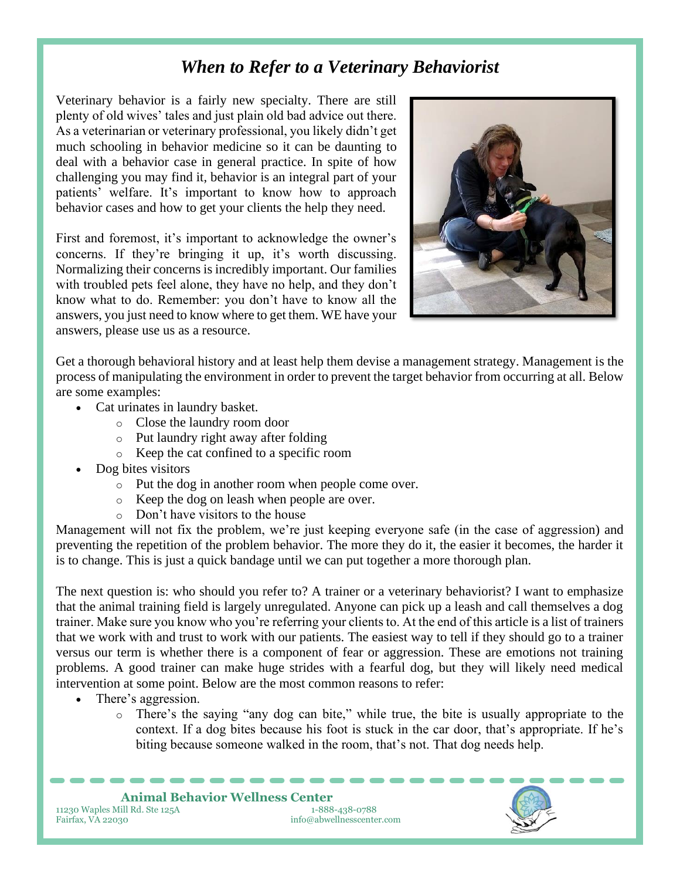# *When to Refer to a Veterinary Behaviorist*

Veterinary behavior is a fairly new specialty. There are still plenty of old wives' tales and just plain old bad advice out there. As a veterinarian or veterinary professional, you likely didn't get much schooling in behavior medicine so it can be daunting to deal with a behavior case in general practice. In spite of how challenging you may find it, behavior is an integral part of your patients' welfare. It's important to know how to approach behavior cases and how to get your clients the help they need.

First and foremost, it's important to acknowledge the owner's concerns. If they're bringing it up, it's worth discussing. Normalizing their concerns is incredibly important. Our families with troubled pets feel alone, they have no help, and they don't know what to do. Remember: you don't have to know all the answers, you just need to know where to get them. WE have your answers, please use us as a resource.

Get a thorough behavioral history and at least help them devise a management strategy. Management is the process of manipulating the environment in order to prevent the target behavior from occurring at all. Below are some examples:

- Cat urinates in laundry basket.
  - Close the laundry room door
  - Put laundry right away after folding
  - Keep the cat confined to a specific room
- Dog bites visitors
  - Put the dog in another room when people come over.
  - Keep the dog on leash when people are over.
  - Don't have visitors to the house

Management will not fix the problem, we're just keeping everyone safe (in the case of aggression) and preventing the repetition of the problem behavior. The more they do it, the easier it becomes, the harder it is to change. This is just a quick bandage until we can put together a more thorough plan.

The next question is: who should you refer to? A trainer or a veterinary behaviorist? I want to emphasize that the animal training field is largely unregulated. Anyone can pick up a leash and call themselves a dog trainer. Make sure you know who you're referring your clients to. At the end of this article is a list of trainers that we work with and trust to work with our patients. The easiest way to tell if they should go to a trainer versus our term is whether there is a component of fear or aggression. These are emotions not training problems. A good trainer can make huge strides with a fearful dog, but they will likely need medical intervention at some point. Below are the most common reasons to refer:

- There's aggression.
  - There's the saying "any dog can bite," while true, the bite is usually appropriate to the context. If a dog bites because his foot is stuck in the car door, that's appropriate. If he's biting because someone walked in the room, that's not. That dog needs help.

**Animal Behavior Wellness Center**
11230 Waples Mill Rd. Ste 125A
Fairfax, VA 22030
1-888-438-0788
info@abwellnesscenter.com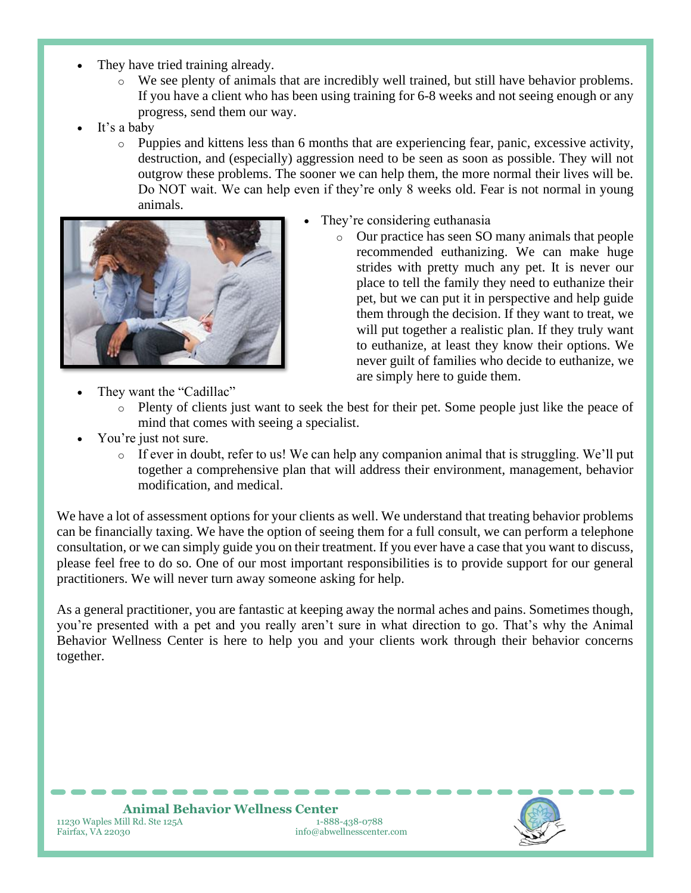- They have tried training already.
  - We see plenty of animals that are incredibly well trained, but still have behavior problems. If you have a client who has been using training for 6-8 weeks and not seeing enough or any progress, send them our way.
- It's a baby
  - Puppies and kittens less than 6 months that are experiencing fear, panic, excessive activity, destruction, and (especially) aggression need to be seen as soon as possible. They will not outgrow these problems. The sooner we can help them, the more normal their lives will be. Do NOT wait. We can help even if they're only 8 weeks old. Fear is not normal in young animals.
- They're considering euthanasia
  - Our practice has seen SO many animals that people recommended euthanizing. We can make huge strides with pretty much any pet. It is never our place to tell the family they need to euthanize their pet, but we can put it in perspective and help guide them through the decision. If they want to treat, we will put together a realistic plan. If they truly want to euthanize, at least they know their options. We never guilt of families who decide to euthanize, we are simply here to guide them.
- They want the "Cadillac"
  - Plenty of clients just want to seek the best for their pet. Some people just like the peace of mind that comes with seeing a specialist.
- You're just not sure.
  - If ever in doubt, refer to us! We can help any companion animal that is struggling. We'll put together a comprehensive plan that will address their environment, management, behavior modification, and medical.

We have a lot of assessment options for your clients as well. We understand that treating behavior problems can be financially taxing. We have the option of seeing them for a full consult, we can perform a telephone consultation, or we can simply guide you on their treatment. If you ever have a case that you want to discuss, please feel free to do so. One of our most important responsibilities is to provide support for our general practitioners. We will never turn away someone asking for help.

As a general practitioner, you are fantastic at keeping away the normal aches and pains. Sometimes though, you're presented with a pet and you really aren't sure in what direction to go. That's why the Animal Behavior Wellness Center is here to help you and your clients work through their behavior concerns together.

**Animal Behavior Wellness Center**
11230 Waples Mill Rd. Ste 125A
Fairfax, VA 22030
1-888-438-0788
info@abwellnesscenter.com